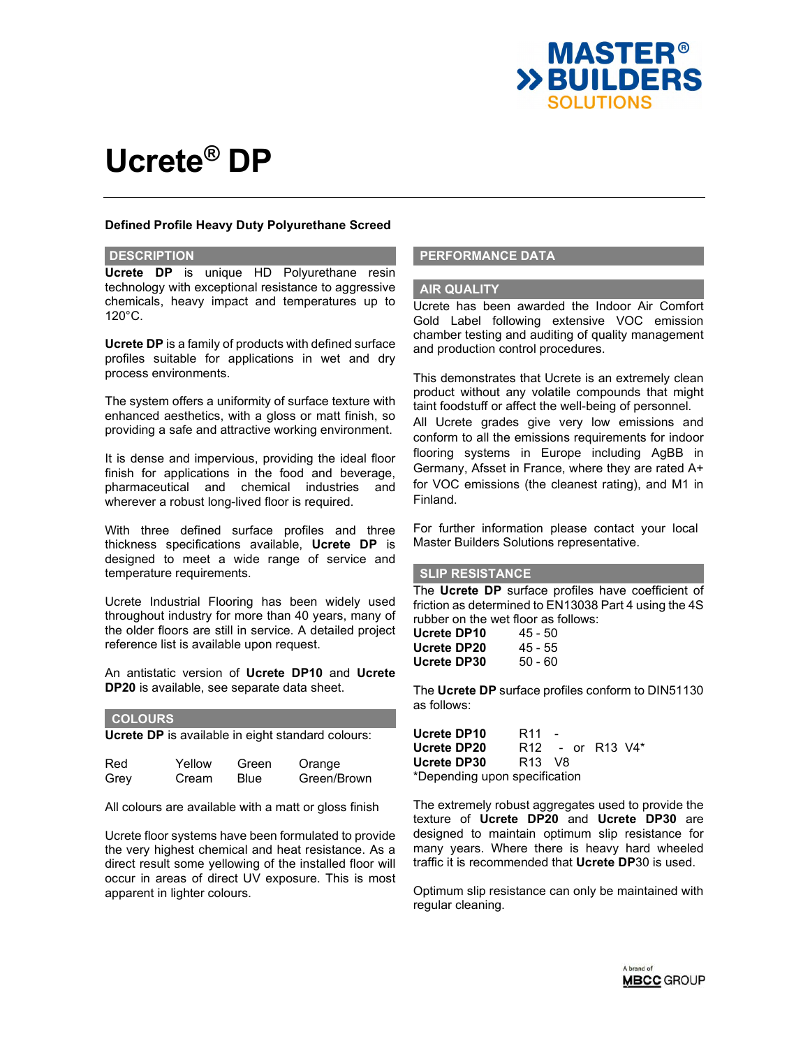# Ucrete® DP

**Defined Profile Heavy Duty Polyurethane Screed**

## DESCRIPTION

**Ucrete DP** is unique HD Polyurethane resin technology with exceptional resistance to aggressive chemicals, heavy impact and temperatures up to 120°C.

**Ucrete DP** is a family of products with defined surface profiles suitable for applications in wet and dry process environments.

The system offers a uniformity of surface texture with enhanced aesthetics, with a gloss or matt finish, so providing a safe and attractive working environment.

It is dense and impervious, providing the ideal floor finish for applications in the food and beverage, pharmaceutical and chemical industries and wherever a robust long-lived floor is required.

With three defined surface profiles and three thickness specifications available, **Ucrete DP** is designed to meet a wide range of service and temperature requirements.

Ucrete Industrial Flooring has been widely used throughout industry for more than 40 years, many of the older floors are still in service. A detailed project reference list is available upon request.

An antistatic version of **Ucrete DP10** and **Ucrete DP20** is available, see separate data sheet.

## COLOURS

**Ucrete DP** is available in eight standard colours:

| | | | |
|---|---|---|---|
| Red | Yellow | Green | Orange |
| Grey | Cream | Blue | Green/Brown |

All colours are available with a matt or gloss finish

Ucrete floor systems have been formulated to provide the very highest chemical and heat resistance. As a direct result some yellowing of the installed floor will occur in areas of direct UV exposure. This is most apparent in lighter colours.

## PERFORMANCE DATA

### AIR QUALITY

Ucrete has been awarded the Indoor Air Comfort Gold Label following extensive VOC emission chamber testing and auditing of quality management and production control procedures.

This demonstrates that Ucrete is an extremely clean product without any volatile compounds that might taint foodstuff or affect the well-being of personnel. All Ucrete grades give very low emissions and conform to all the emissions requirements for indoor flooring systems in Europe including AgBB in Germany, Afsset in France, where they are rated A+ for VOC emissions (the cleanest rating), and M1 in Finland.

For further information please contact your local Master Builders Solutions representative.

### SLIP RESISTANCE

The **Ucrete DP** surface profiles have coefficient of friction as determined to EN13038 Part 4 using the 4S rubber on the wet floor as follows:

| | |
|---|---|
| **Ucrete DP10** | 45 - 50 |
| **Ucrete DP20** | 45 - 55 |
| **Ucrete DP30** | 50 - 60 |

The **Ucrete DP** surface profiles conform to DIN51130 as follows:

| | |
|---|---|
| **Ucrete DP10** | R11 - |
| **Ucrete DP20** | R12 - or R13 V4* |
| **Ucrete DP30** | R13 V8 |

*Depending upon specification

The extremely robust aggregates used to provide the texture of **Ucrete DP20** and **Ucrete DP30** are designed to maintain optimum slip resistance for many years. Where there is heavy hard wheeled traffic it is recommended that **Ucrete DP**30 is used.

Optimum slip resistance can only be maintained with regular cleaning.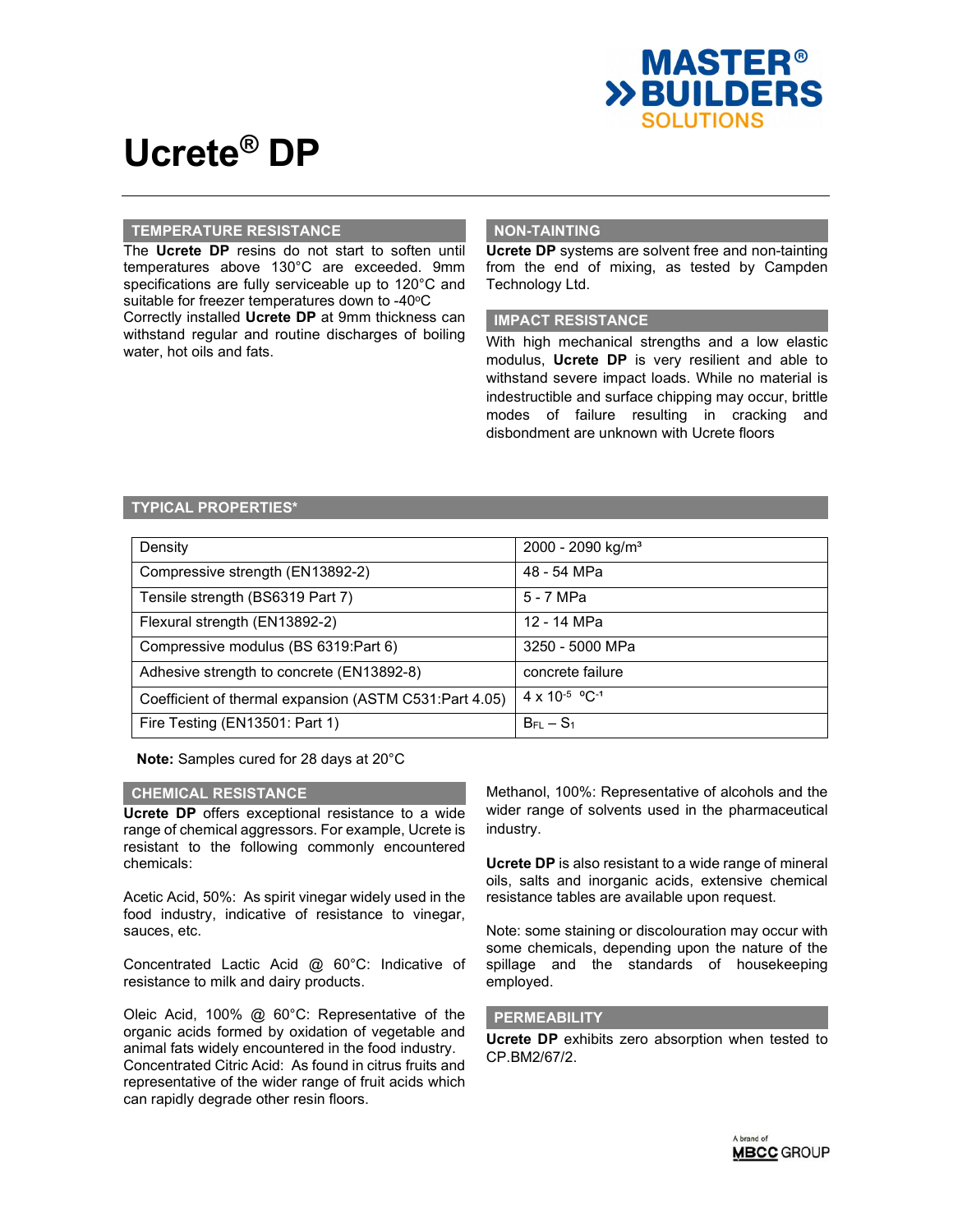# Ucrete® DP

## TEMPERATURE RESISTANCE

The **Ucrete DP** resins do not start to soften until temperatures above 130°C are exceeded. 9mm specifications are fully serviceable up to 120°C and suitable for freezer temperatures down to -40°C

Correctly installed **Ucrete DP** at 9mm thickness can withstand regular and routine discharges of boiling water, hot oils and fats.

## NON-TAINTING

**Ucrete DP** systems are solvent free and non-tainting from the end of mixing, as tested by Campden Technology Ltd.

## IMPACT RESISTANCE

With high mechanical strengths and a low elastic modulus, **Ucrete DP** is very resilient and able to withstand severe impact loads. While no material is indestructible and surface chipping may occur, brittle modes of failure resulting in cracking and disbondment are unknown with Ucrete floors

## TYPICAL PROPERTIES*

| Property | Value |
| --- | --- |
| Density | 2000 - 2090 kg/m³ |
| Compressive strength (EN13892-2) | 48 - 54 MPa |
| Tensile strength (BS6319 Part 7) | 5 - 7 MPa |
| Flexural strength (EN13892-2) | 12 - 14 MPa |
| Compressive modulus (BS 6319:Part 6) | 3250 - 5000 MPa |
| Adhesive strength to concrete (EN13892-8) | concrete failure |
| Coefficient of thermal expansion (ASTM C531:Part 4.05) | $4 \times 10^{-5}$ °C$^{-1}$ |
| Fire Testing (EN13501: Part 1) | $B_{FL} - S_1$ |

**Note:** Samples cured for 28 days at 20°C

## CHEMICAL RESISTANCE

**Ucrete DP** offers exceptional resistance to a wide range of chemical aggressors. For example, Ucrete is resistant to the following commonly encountered chemicals:

Acetic Acid, 50%: As spirit vinegar widely used in the food industry, indicative of resistance to vinegar, sauces, etc.

Concentrated Lactic Acid @ 60°C: Indicative of resistance to milk and dairy products.

Oleic Acid, 100% @ 60°C: Representative of the organic acids formed by oxidation of vegetable and animal fats widely encountered in the food industry.
Concentrated Citric Acid: As found in citrus fruits and representative of the wider range of fruit acids which can rapidly degrade other resin floors.

Methanol, 100%: Representative of alcohols and the wider range of solvents used in the pharmaceutical industry.

**Ucrete DP** is also resistant to a wide range of mineral oils, salts and inorganic acids, extensive chemical resistance tables are available upon request.

Note: some staining or discolouration may occur with some chemicals, depending upon the nature of the spillage and the standards of housekeeping employed.

## PERMEABILITY

**Ucrete DP** exhibits zero absorption when tested to CP.BM2/67/2.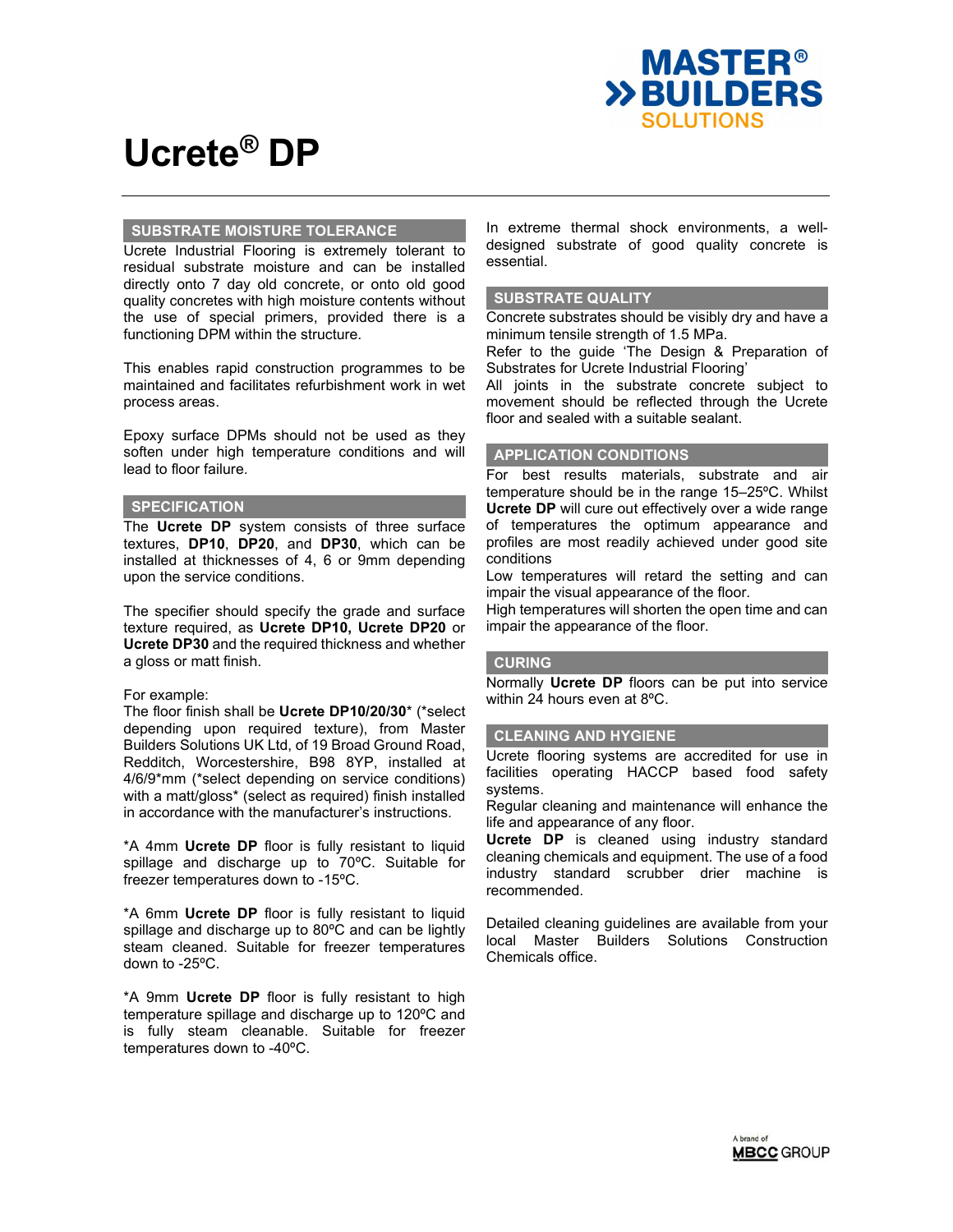# Ucrete® DP

## SUBSTRATE MOISTURE TOLERANCE

Ucrete Industrial Flooring is extremely tolerant to residual substrate moisture and can be installed directly onto 7 day old concrete, or onto old good quality concretes with high moisture contents without the use of special primers, provided there is a functioning DPM within the structure.

This enables rapid construction programmes to be maintained and facilitates refurbishment work in wet process areas.

Epoxy surface DPMs should not be used as they soften under high temperature conditions and will lead to floor failure.

## SPECIFICATION

The **Ucrete DP** system consists of three surface textures, **DP10**, **DP20**, and **DP30**, which can be installed at thicknesses of 4, 6 or 9mm depending upon the service conditions.

The specifier should specify the grade and surface texture required, as **Ucrete DP10, Ucrete DP20** or **Ucrete DP30** and the required thickness and whether a gloss or matt finish.

For example:
The floor finish shall be **Ucrete DP10/20/30*** (*select depending upon required texture), from Master Builders Solutions UK Ltd, of 19 Broad Ground Road, Redditch, Worcestershire, B98 8YP, installed at 4/6/9*mm (*select depending on service conditions) with a matt/gloss* (select as required) finish installed in accordance with the manufacturer's instructions.

*A 4mm **Ucrete DP** floor is fully resistant to liquid spillage and discharge up to 70ºC. Suitable for freezer temperatures down to -15ºC.

*A 6mm **Ucrete DP** floor is fully resistant to liquid spillage and discharge up to 80ºC and can be lightly steam cleaned. Suitable for freezer temperatures down to -25ºC.

*A 9mm **Ucrete DP** floor is fully resistant to high temperature spillage and discharge up to 120ºC and is fully steam cleanable. Suitable for freezer temperatures down to -40ºC.

In extreme thermal shock environments, a well-designed substrate of good quality concrete is essential.

## SUBSTRATE QUALITY

Concrete substrates should be visibly dry and have a minimum tensile strength of 1.5 MPa.
Refer to the guide 'The Design & Preparation of Substrates for Ucrete Industrial Flooring'
All joints in the substrate concrete subject to movement should be reflected through the Ucrete floor and sealed with a suitable sealant.

## APPLICATION CONDITIONS

For best results materials, substrate and air temperature should be in the range 15–25ºC. Whilst **Ucrete DP** will cure out effectively over a wide range of temperatures the optimum appearance and profiles are most readily achieved under good site conditions
Low temperatures will retard the setting and can impair the visual appearance of the floor.
High temperatures will shorten the open time and can impair the appearance of the floor.

## CURING

Normally **Ucrete DP** floors can be put into service within 24 hours even at 8ºC.

## CLEANING AND HYGIENE

Ucrete flooring systems are accredited for use in facilities operating HACCP based food safety systems.
Regular cleaning and maintenance will enhance the life and appearance of any floor.
**Ucrete DP** is cleaned using industry standard cleaning chemicals and equipment. The use of a food industry standard scrubber drier machine is recommended.

Detailed cleaning guidelines are available from your local Master Builders Solutions Construction Chemicals office.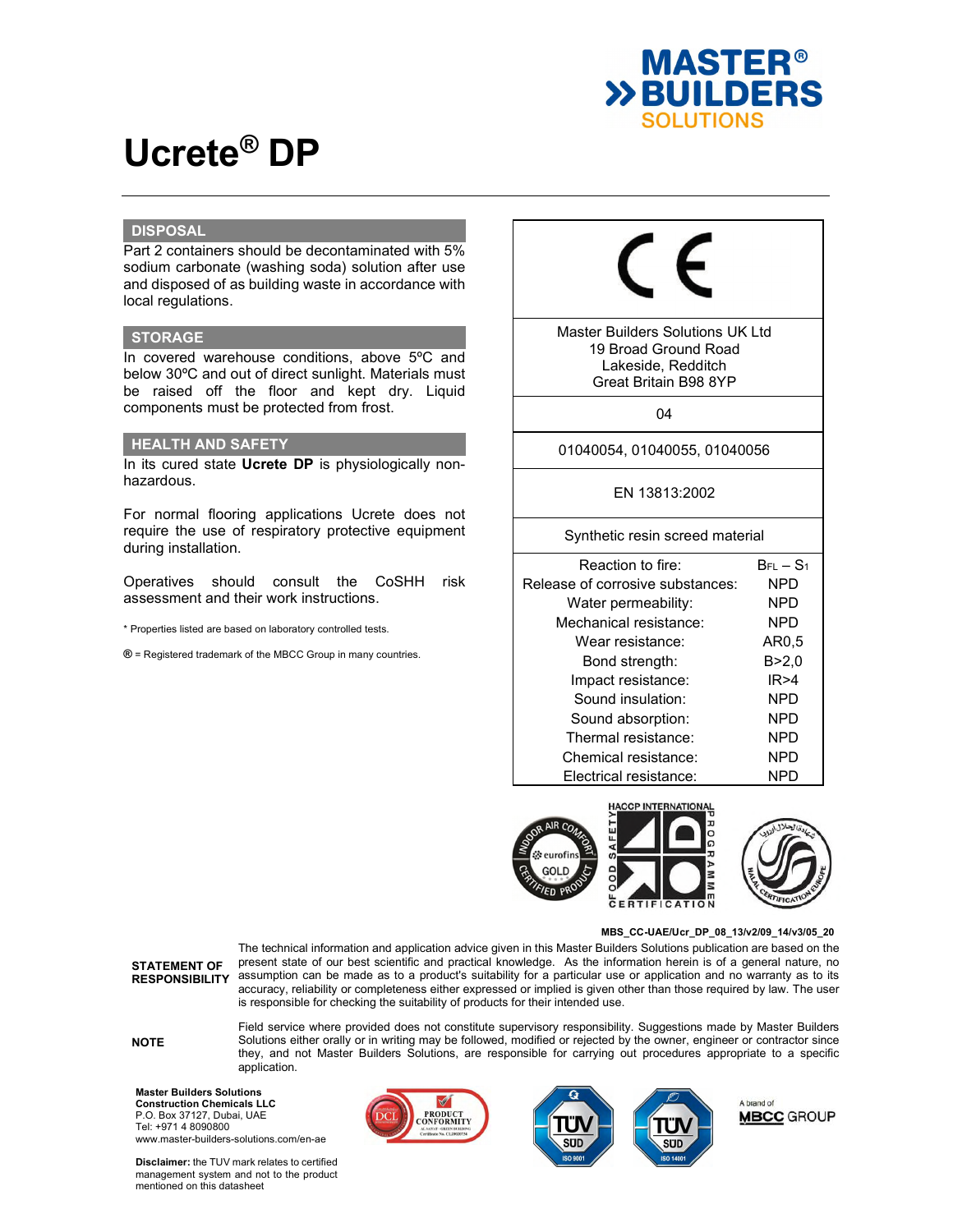# Ucrete® DP

## DISPOSAL

Part 2 containers should be decontaminated with 5% sodium carbonate (washing soda) solution after use and disposed of as building waste in accordance with local regulations.

## STORAGE

In covered warehouse conditions, above 5ºC and below 30ºC and out of direct sunlight. Materials must be raised off the floor and kept dry. Liquid components must be protected from frost.

## HEALTH AND SAFETY

In its cured state **Ucrete DP** is physiologically non-hazardous.

For normal flooring applications Ucrete does not require the use of respiratory protective equipment during installation.

Operatives should consult the CoSHH risk assessment and their work instructions.

* Properties listed are based on laboratory controlled tests.

**®** = Registered trademark of the MBCC Group in many countries.

CE

Master Builders Solutions UK Ltd
19 Broad Ground Road
Lakeside, Redditch
Great Britain B98 8YP

04

01040054, 01040055, 01040056

EN 13813:2002

Synthetic resin screed material

| | |
|---|---|
| Reaction to fire: | $B_{FL} – S_1$ |
| Release of corrosive substances: | NPD |
| Water permeability: | NPD |
| Mechanical resistance: | NPD |
| Wear resistance: | AR0,5 |
| Bond strength: | B>2,0 |
| Impact resistance: | IR>4 |
| Sound insulation: | NPD |
| Sound absorption: | NPD |
| Thermal resistance: | NPD |
| Chemical resistance: | NPD |
| Electrical resistance: | NPD |

MBS_CC-UAE/Ucr_DP_08_13/v2/09_14/v3/05_20

**STATEMENT OF RESPONSIBILITY**

The technical information and application advice given in this Master Builders Solutions publication are based on the present state of our best scientific and practical knowledge. As the information herein is of a general nature, no assumption can be made as to a product's suitability for a particular use or application and no warranty as to its accuracy, reliability or completeness either expressed or implied is given other than those required by law. The user is responsible for checking the suitability of products for their intended use.

**NOTE**

Field service where provided does not constitute supervisory responsibility. Suggestions made by Master Builders Solutions either orally or in writing may be followed, modified or rejected by the owner, engineer or contractor since they, and not Master Builders Solutions, are responsible for carrying out procedures appropriate to a specific application.

**Master Builders Solutions Construction Chemicals LLC**
P.O. Box 37127, Dubai, UAE
Tel: +971 4 8090800
www.master-builders-solutions.com/en-ae

**Disclaimer:** the TUV mark relates to certified management system and not to the product mentioned on this datasheet

A brand of MBCC GROUP